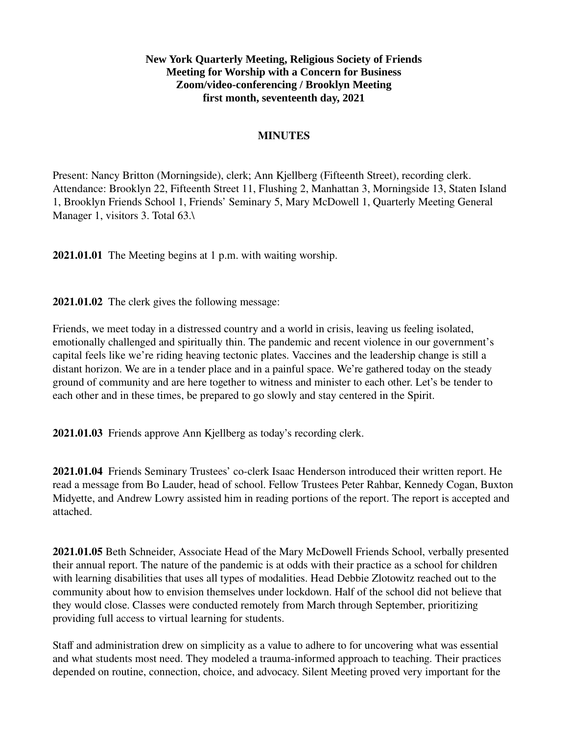**New York Quarterly Meeting, Religious Society of Friends**
**Meeting for Worship with a Concern for Business**
**Zoom/video-conferencing / Brooklyn Meeting**
**first month, seventeenth day, 2021**

**MINUTES**

Present: Nancy Britton (Morningside), clerk; Ann Kjellberg (Fifteenth Street), recording clerk. Attendance: Brooklyn 22, Fifteenth Street 11, Flushing 2, Manhattan 3, Morningside 13, Staten Island 1, Brooklyn Friends School 1, Friends' Seminary 5, Mary McDowell 1, Quarterly Meeting General Manager 1, visitors 3. Total 63.\

**2021.01.01** The Meeting begins at 1 p.m. with waiting worship.

**2021.01.02** The clerk gives the following message:

Friends, we meet today in a distressed country and a world in crisis, leaving us feeling isolated, emotionally challenged and spiritually thin. The pandemic and recent violence in our government's capital feels like we're riding heaving tectonic plates. Vaccines and the leadership change is still a distant horizon. We are in a tender place and in a painful space. We're gathered today on the steady ground of community and are here together to witness and minister to each other. Let's be tender to each other and in these times, be prepared to go slowly and stay centered in the Spirit.

**2021.01.03** Friends approve Ann Kjellberg as today's recording clerk.

**2021.01.04** Friends Seminary Trustees' co-clerk Isaac Henderson introduced their written report. He read a message from Bo Lauder, head of school. Fellow Trustees Peter Rahbar, Kennedy Cogan, Buxton Midyette, and Andrew Lowry assisted him in reading portions of the report. The report is accepted and attached.

**2021.01.05** Beth Schneider, Associate Head of the Mary McDowell Friends School, verbally presented their annual report. The nature of the pandemic is at odds with their practice as a school for children with learning disabilities that uses all types of modalities. Head Debbie Zlotowitz reached out to the community about how to envision themselves under lockdown. Half of the school did not believe that they would close. Classes were conducted remotely from March through September, prioritizing providing full access to virtual learning for students.

Staff and administration drew on simplicity as a value to adhere to for uncovering what was essential and what students most need. They modeled a trauma-informed approach to teaching. Their practices depended on routine, connection, choice, and advocacy. Silent Meeting proved very important for the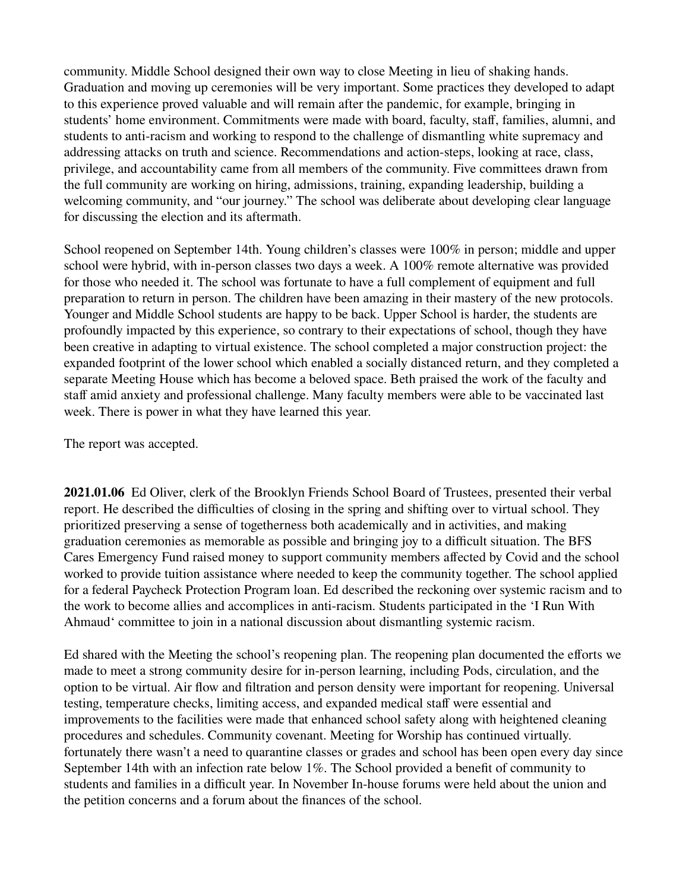community. Middle School designed their own way to close Meeting in lieu of shaking hands. Graduation and moving up ceremonies will be very important. Some practices they developed to adapt to this experience proved valuable and will remain after the pandemic, for example, bringing in students' home environment. Commitments were made with board, faculty, staff, families, alumni, and students to anti-racism and working to respond to the challenge of dismantling white supremacy and addressing attacks on truth and science. Recommendations and action-steps, looking at race, class, privilege, and accountability came from all members of the community. Five committees drawn from the full community are working on hiring, admissions, training, expanding leadership, building a welcoming community, and "our journey." The school was deliberate about developing clear language for discussing the election and its aftermath.

School reopened on September 14th. Young children's classes were 100% in person; middle and upper school were hybrid, with in-person classes two days a week. A 100% remote alternative was provided for those who needed it. The school was fortunate to have a full complement of equipment and full preparation to return in person. The children have been amazing in their mastery of the new protocols. Younger and Middle School students are happy to be back. Upper School is harder, the students are profoundly impacted by this experience, so contrary to their expectations of school, though they have been creative in adapting to virtual existence. The school completed a major construction project: the expanded footprint of the lower school which enabled a socially distanced return, and they completed a separate Meeting House which has become a beloved space. Beth praised the work of the faculty and staff amid anxiety and professional challenge. Many faculty members were able to be vaccinated last week. There is power in what they have learned this year.

The report was accepted.

**2021.01.06** Ed Oliver, clerk of the Brooklyn Friends School Board of Trustees, presented their verbal report. He described the difficulties of closing in the spring and shifting over to virtual school. They prioritized preserving a sense of togetherness both academically and in activities, and making graduation ceremonies as memorable as possible and bringing joy to a difficult situation. The BFS Cares Emergency Fund raised money to support community members affected by Covid and the school worked to provide tuition assistance where needed to keep the community together. The school applied for a federal Paycheck Protection Program loan. Ed described the reckoning over systemic racism and to the work to become allies and accomplices in anti-racism. Students participated in the 'I Run With Ahmaud' committee to join in a national discussion about dismantling systemic racism.

Ed shared with the Meeting the school's reopening plan. The reopening plan documented the efforts we made to meet a strong community desire for in-person learning, including Pods, circulation, and the option to be virtual. Air flow and filtration and person density were important for reopening. Universal testing, temperature checks, limiting access, and expanded medical staff were essential and improvements to the facilities were made that enhanced school safety along with heightened cleaning procedures and schedules. Community covenant. Meeting for Worship has continued virtually. fortunately there wasn't a need to quarantine classes or grades and school has been open every day since September 14th with an infection rate below 1%. The School provided a benefit of community to students and families in a difficult year. In November In-house forums were held about the union and the petition concerns and a forum about the finances of the school.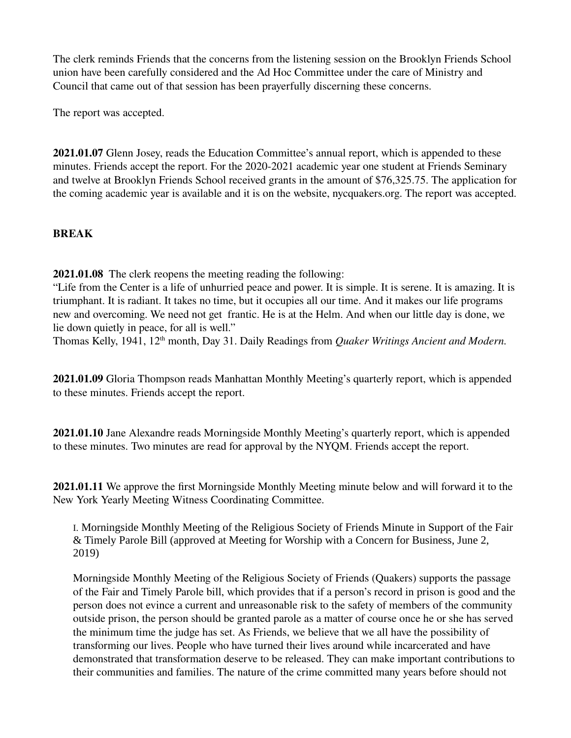The clerk reminds Friends that the concerns from the listening session on the Brooklyn Friends School union have been carefully considered and the Ad Hoc Committee under the care of Ministry and Council that came out of that session has been prayerfully discerning these concerns.

The report was accepted.

**2021.01.07** Glenn Josey, reads the Education Committee's annual report, which is appended to these minutes. Friends accept the report. For the 2020-2021 academic year one student at Friends Seminary and twelve at Brooklyn Friends School received grants in the amount of $76,325.75. The application for the coming academic year is available and it is on the website, nycquakers.org. The report was accepted.

**BREAK**

**2021.01.08** The clerk reopens the meeting reading the following:
"Life from the Center is a life of unhurried peace and power. It is simple. It is serene. It is amazing. It is triumphant. It is radiant. It takes no time, but it occupies all our time. And it makes our life programs new and overcoming. We need not get frantic. He is at the Helm. And when our little day is done, we lie down quietly in peace, for all is well."
Thomas Kelly, 1941, 12th month, Day 31. Daily Readings from *Quaker Writings Ancient and Modern.*

**2021.01.09** Gloria Thompson reads Manhattan Monthly Meeting's quarterly report, which is appended to these minutes. Friends accept the report.

**2021.01.10** Jane Alexandre reads Morningside Monthly Meeting's quarterly report, which is appended to these minutes. Two minutes are read for approval by the NYQM. Friends accept the report.

**2021.01.11** We approve the first Morningside Monthly Meeting minute below and will forward it to the New York Yearly Meeting Witness Coordinating Committee.

> I. Morningside Monthly Meeting of the Religious Society of Friends Minute in Support of the Fair & Timely Parole Bill (approved at Meeting for Worship with a Concern for Business, June 2, 2019)
>
> Morningside Monthly Meeting of the Religious Society of Friends (Quakers) supports the passage of the Fair and Timely Parole bill, which provides that if a person's record in prison is good and the person does not evince a current and unreasonable risk to the safety of members of the community outside prison, the person should be granted parole as a matter of course once he or she has served the minimum time the judge has set. As Friends, we believe that we all have the possibility of transforming our lives. People who have turned their lives around while incarcerated and have demonstrated that transformation deserve to be released. They can make important contributions to their communities and families. The nature of the crime committed many years before should not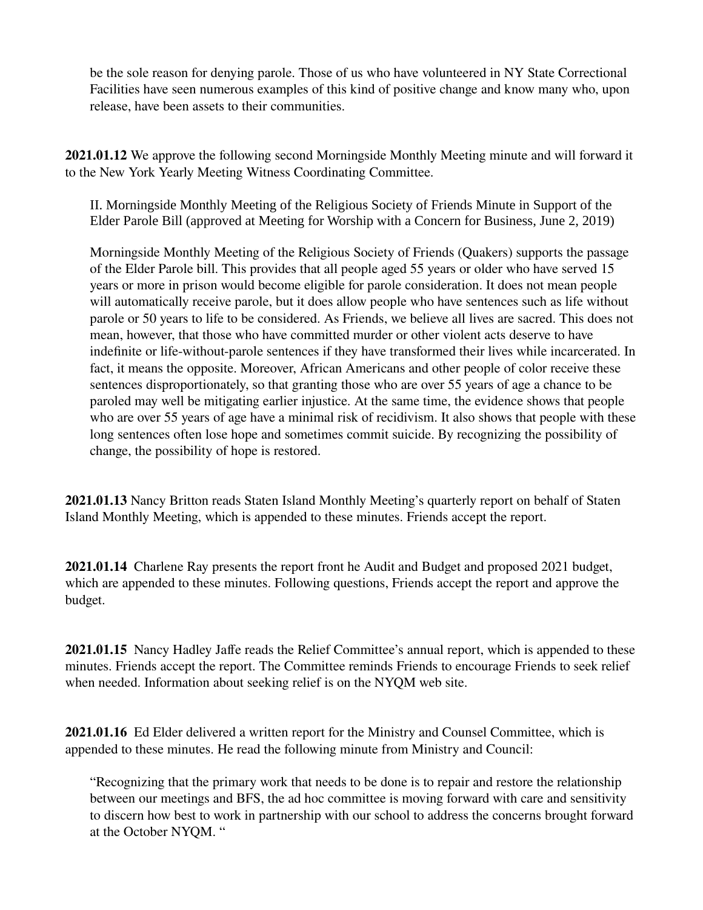be the sole reason for denying parole. Those of us who have volunteered in NY State Correctional Facilities have seen numerous examples of this kind of positive change and know many who, upon release, have been assets to their communities.

**2021.01.12** We approve the following second Morningside Monthly Meeting minute and will forward it to the New York Yearly Meeting Witness Coordinating Committee.

> II. Morningside Monthly Meeting of the Religious Society of Friends Minute in Support of the Elder Parole Bill (approved at Meeting for Worship with a Concern for Business, June 2, 2019)
>
> Morningside Monthly Meeting of the Religious Society of Friends (Quakers) supports the passage of the Elder Parole bill. This provides that all people aged 55 years or older who have served 15 years or more in prison would become eligible for parole consideration. It does not mean people will automatically receive parole, but it does allow people who have sentences such as life without parole or 50 years to life to be considered. As Friends, we believe all lives are sacred. This does not mean, however, that those who have committed murder or other violent acts deserve to have indefinite or life-without-parole sentences if they have transformed their lives while incarcerated. In fact, it means the opposite. Moreover, African Americans and other people of color receive these sentences disproportionately, so that granting those who are over 55 years of age a chance to be paroled may well be mitigating earlier injustice. At the same time, the evidence shows that people who are over 55 years of age have a minimal risk of recidivism. It also shows that people with these long sentences often lose hope and sometimes commit suicide. By recognizing the possibility of change, the possibility of hope is restored.

**2021.01.13** Nancy Britton reads Staten Island Monthly Meeting's quarterly report on behalf of Staten Island Monthly Meeting, which is appended to these minutes. Friends accept the report.

**2021.01.14** Charlene Ray presents the report front he Audit and Budget and proposed 2021 budget, which are appended to these minutes. Following questions, Friends accept the report and approve the budget.

**2021.01.15** Nancy Hadley Jaffe reads the Relief Committee's annual report, which is appended to these minutes. Friends accept the report. The Committee reminds Friends to encourage Friends to seek relief when needed. Information about seeking relief is on the NYQM web site.

**2021.01.16** Ed Elder delivered a written report for the Ministry and Counsel Committee, which is appended to these minutes. He read the following minute from Ministry and Council:

> "Recognizing that the primary work that needs to be done is to repair and restore the relationship between our meetings and BFS, the ad hoc committee is moving forward with care and sensitivity to discern how best to work in partnership with our school to address the concerns brought forward at the October NYQM. "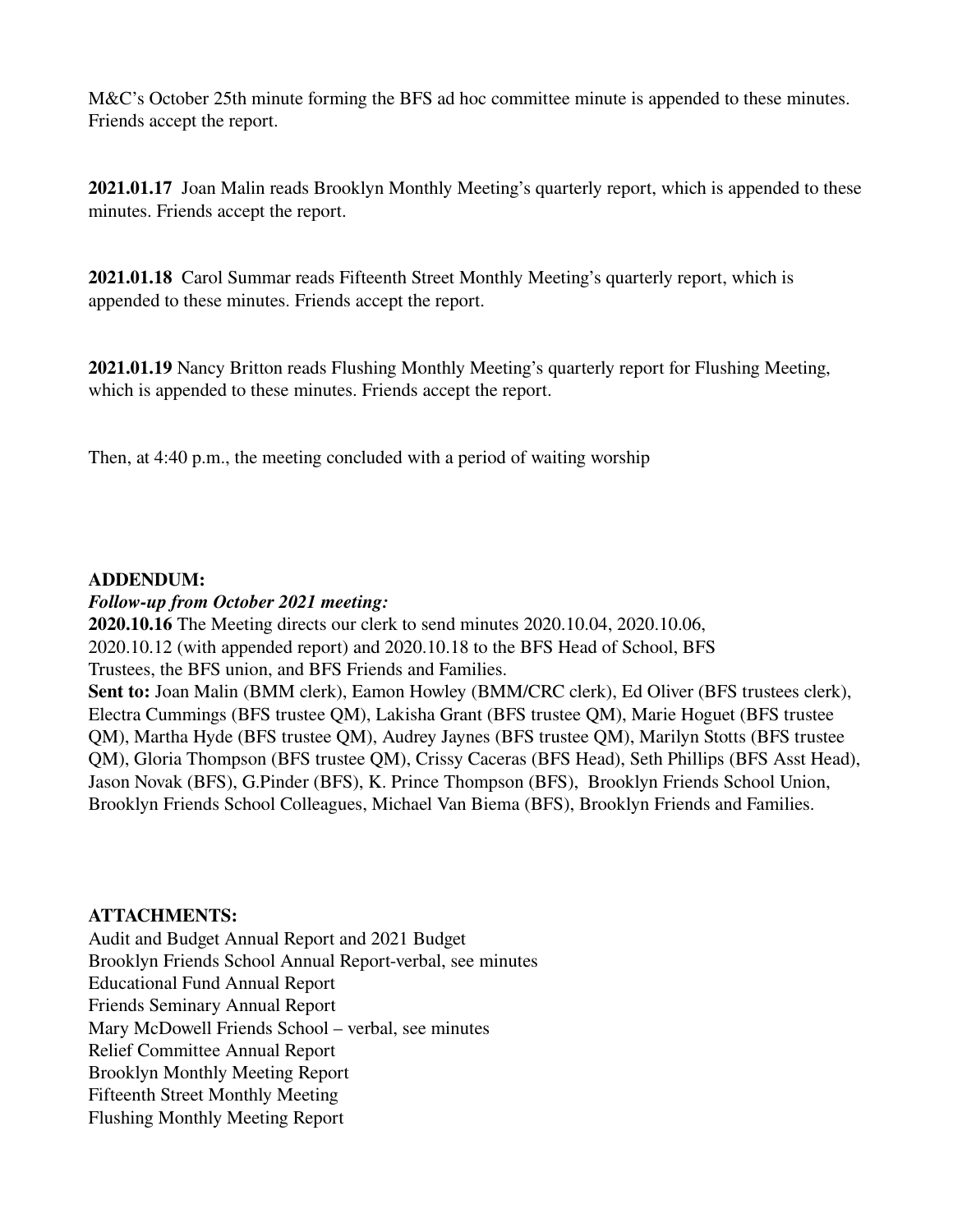M&C's October 25th minute forming the BFS ad hoc committee minute is appended to these minutes. Friends accept the report.

**2021.01.17** Joan Malin reads Brooklyn Monthly Meeting's quarterly report, which is appended to these minutes. Friends accept the report.

**2021.01.18** Carol Summar reads Fifteenth Street Monthly Meeting's quarterly report, which is appended to these minutes. Friends accept the report.

**2021.01.19** Nancy Britton reads Flushing Monthly Meeting's quarterly report for Flushing Meeting, which is appended to these minutes. Friends accept the report.

Then, at 4:40 p.m., the meeting concluded with a period of waiting worship

**ADDENDUM:**

***Follow-up from October 2021 meeting:***

**2020.10.16** The Meeting directs our clerk to send minutes 2020.10.04, 2020.10.06, 2020.10.12 (with appended report) and 2020.10.18 to the BFS Head of School, BFS Trustees, the BFS union, and BFS Friends and Families.

**Sent to:** Joan Malin (BMM clerk), Eamon Howley (BMM/CRC clerk), Ed Oliver (BFS trustees clerk), Electra Cummings (BFS trustee QM), Lakisha Grant (BFS trustee QM), Marie Hoguet (BFS trustee QM), Martha Hyde (BFS trustee QM), Audrey Jaynes (BFS trustee QM), Marilyn Stotts (BFS trustee QM), Gloria Thompson (BFS trustee QM), Crissy Caceras (BFS Head), Seth Phillips (BFS Asst Head), Jason Novak (BFS), G.Pinder (BFS), K. Prince Thompson (BFS), Brooklyn Friends School Union, Brooklyn Friends School Colleagues, Michael Van Biema (BFS), Brooklyn Friends and Families.

**ATTACHMENTS:**

Audit and Budget Annual Report and 2021 Budget
Brooklyn Friends School Annual Report-verbal, see minutes
Educational Fund Annual Report
Friends Seminary Annual Report
Mary McDowell Friends School – verbal, see minutes
Relief Committee Annual Report
Brooklyn Monthly Meeting Report
Fifteenth Street Monthly Meeting
Flushing Monthly Meeting Report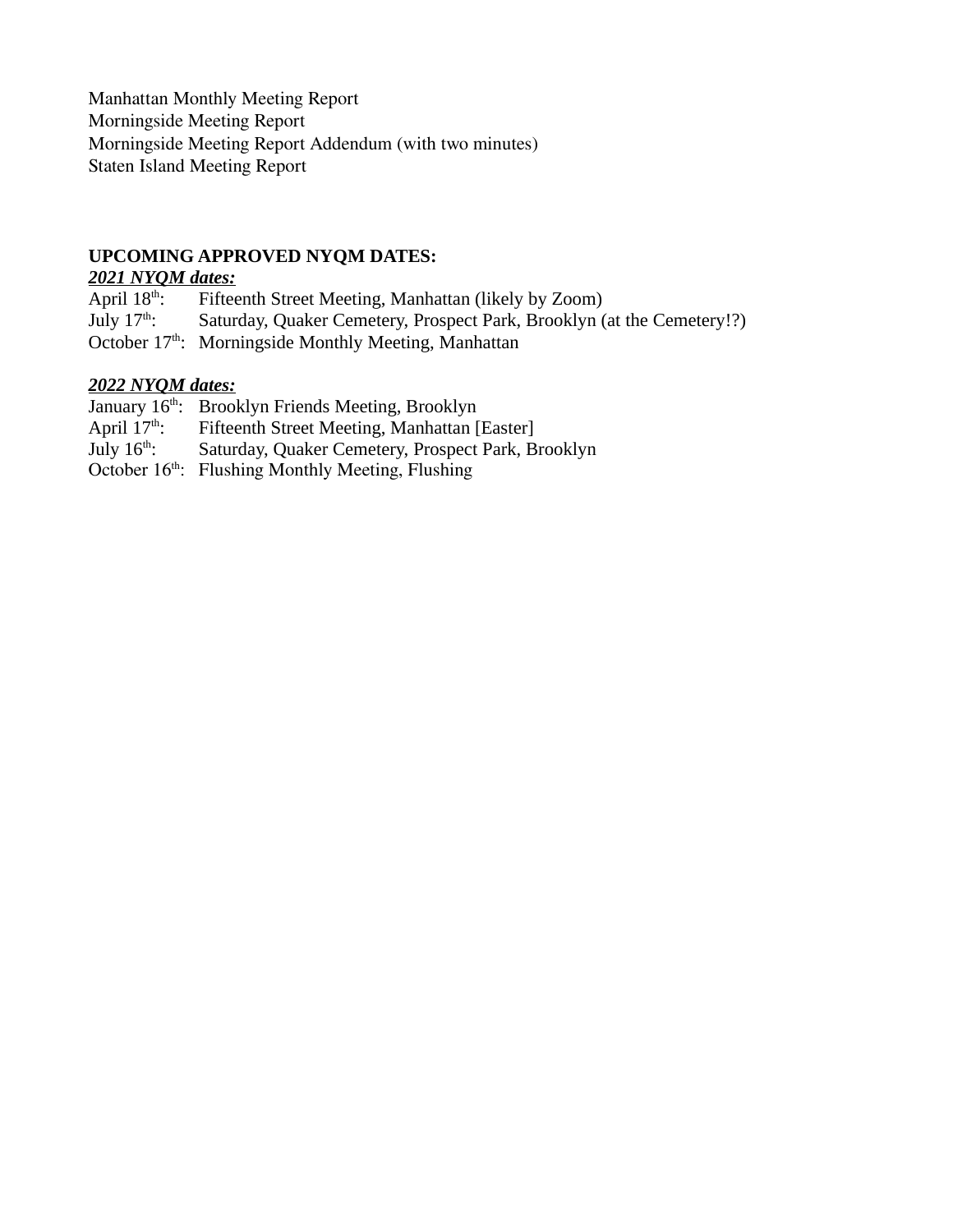Manhattan Monthly Meeting Report
Morningside Meeting Report
Morningside Meeting Report Addendum (with two minutes)
Staten Island Meeting Report

**UPCOMING APPROVED NYQM DATES:**

***2021 NYQM dates:***

April 18th: Fifteenth Street Meeting, Manhattan (likely by Zoom)
July 17th: Saturday, Quaker Cemetery, Prospect Park, Brooklyn (at the Cemetery!?)
October 17th: Morningside Monthly Meeting, Manhattan

***2022 NYQM dates:***

January 16th: Brooklyn Friends Meeting, Brooklyn
April 17th: Fifteenth Street Meeting, Manhattan [Easter]
July 16th: Saturday, Quaker Cemetery, Prospect Park, Brooklyn
October 16th: Flushing Monthly Meeting, Flushing